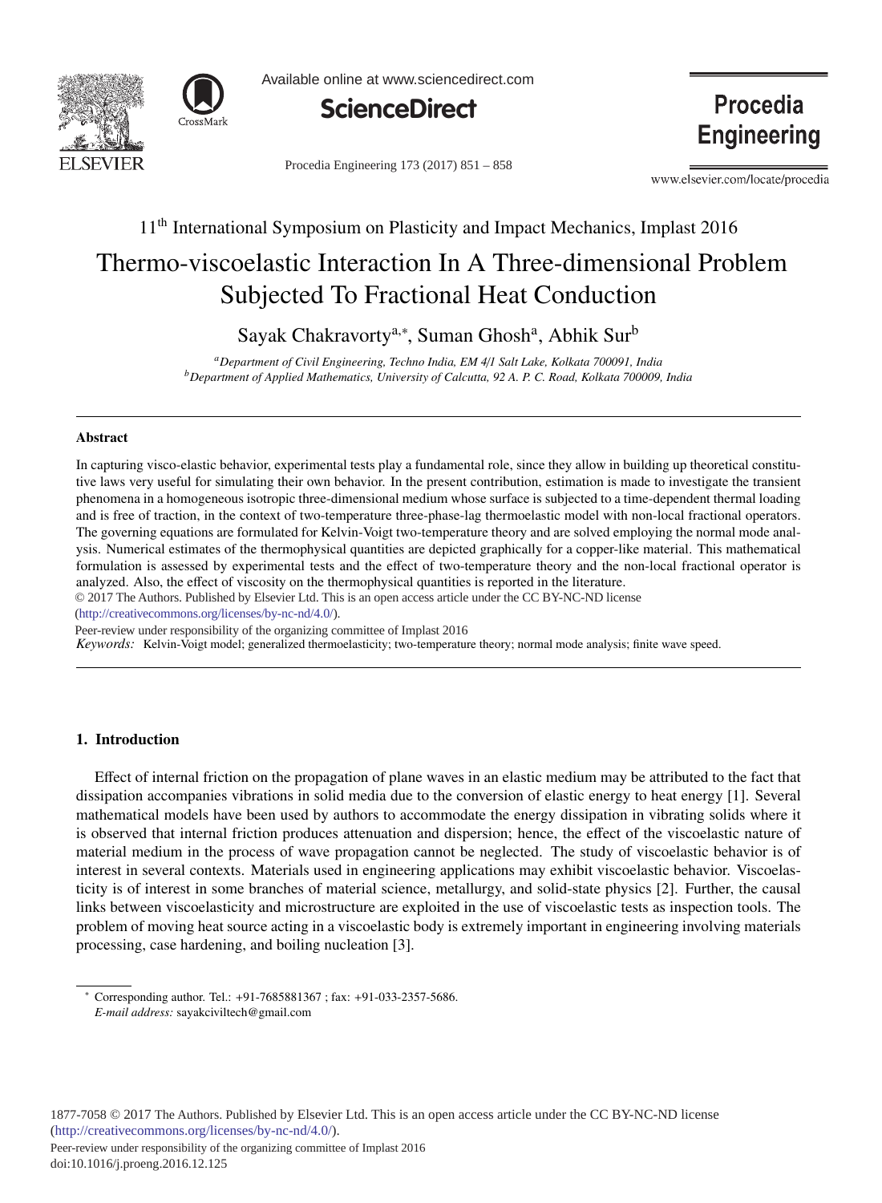11th International Symposium on Plasticity and Impact Mechanics, Implast 2016

# Thermo-viscoelastic Interaction In A Three-dimensional Problem Subjected To Fractional Heat Conduction

Sayak Chakravorty[a,*], Suman Ghosh[a], Abhik Sur[b]

[a] *Department of Civil Engineering, Techno India, EM 4/1 Salt Lake, Kolkata 700091, India*
[b] *Department of Applied Mathematics, University of Calcutta, 92 A. P. C. Road, Kolkata 700009, India*

---

### Abstract

In capturing visco-elastic behavior, experimental tests play a fundamental role, since they allow in building up theoretical constitutive laws very useful for simulating their own behavior. In the present contribution, estimation is made to investigate the transient phenomena in a homogeneous isotropic three-dimensional medium whose surface is subjected to a time-dependent thermal loading and is free of traction, in the context of two-temperature three-phase-lag thermoelastic model with non-local fractional operators. The governing equations are formulated for Kelvin-Voigt two-temperature theory and are solved employing the normal mode analysis. Numerical estimates of the thermophysical quantities are depicted graphically for a copper-like material. This mathematical formulation is assessed by experimental tests and the effect of two-temperature theory and the non-local fractional operator is analyzed. Also, the effect of viscosity on the thermophysical quantities is reported in the literature.

© 2017 The Authors. Published by Elsevier Ltd. This is an open access article under the CC BY-NC-ND license (http://creativecommons.org/licenses/by-nc-nd/4.0/).

Peer-review under responsibility of the organizing committee of Implast 2016

*Keywords:* Kelvin-Voigt model; generalized thermoelasticity; two-temperature theory; normal mode analysis; finite wave speed.

---

## 1. Introduction

Effect of internal friction on the propagation of plane waves in an elastic medium may be attributed to the fact that dissipation accompanies vibrations in solid media due to the conversion of elastic energy to heat energy [1]. Several mathematical models have been used by authors to accommodate the energy dissipation in vibrating solids where it is observed that internal friction produces attenuation and dispersion; hence, the effect of the viscoelastic nature of material medium in the process of wave propagation cannot be neglected. The study of viscoelastic behavior is of interest in several contexts. Materials used in engineering applications may exhibit viscoelastic behavior. Viscoelasticity is of interest in some branches of material science, metallurgy, and solid-state physics [2]. Further, the causal links between viscoelasticity and microstructure are exploited in the use of viscoelastic tests as inspection tools. The problem of moving heat source acting in a viscoelastic body is extremely important in engineering involving materials processing, case hardening, and boiling nucleation [3].

---

[*] Corresponding author. Tel.: +91-7685881367 ; fax: +91-033-2357-5686.
*E-mail address:* sayakciviltech@gmail.com

1877-7058 © 2017 The Authors. Published by Elsevier Ltd. This is an open access article under the CC BY-NC-ND license (http://creativecommons.org/licenses/by-nc-nd/4.0/).
Peer-review under responsibility of the organizing committee of Implast 2016
doi:10.1016/j.proeng.2016.12.125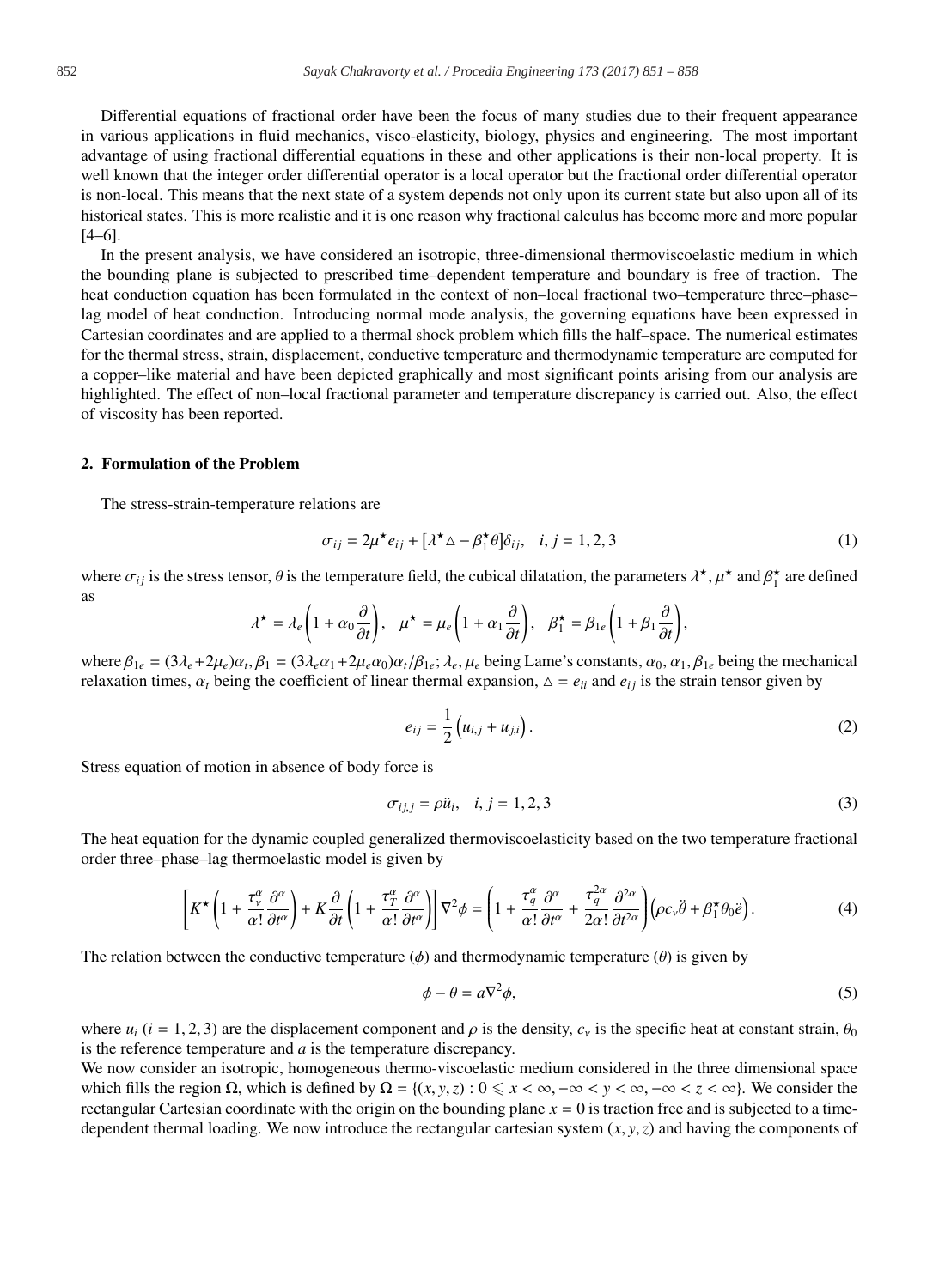Differential equations of fractional order have been the focus of many studies due to their frequent appearance in various applications in fluid mechanics, visco-elasticity, biology, physics and engineering. The most important advantage of using fractional differential equations in these and other applications is their non-local property. It is well known that the integer order differential operator is a local operator but the fractional order differential operator is non-local. This means that the next state of a system depends not only upon its current state but also upon all of its historical states. This is more realistic and it is one reason why fractional calculus has become more and more popular [4–6].

In the present analysis, we have considered an isotropic, three-dimensional thermoviscoelastic medium in which the bounding plane is subjected to prescribed time–dependent temperature and boundary is free of traction. The heat conduction equation has been formulated in the context of non–local fractional two–temperature three–phase–lag model of heat conduction. Introducing normal mode analysis, the governing equations have been expressed in Cartesian coordinates and are applied to a thermal shock problem which fills the half–space. The numerical estimates for the thermal stress, strain, displacement, conductive temperature and thermodynamic temperature are computed for a copper–like material and have been depicted graphically and most significant points arising from our analysis are highlighted. The effect of non–local fractional parameter and temperature discrepancy is carried out. Also, the effect of viscosity has been reported.

## 2. Formulation of the Problem

The stress-strain-temperature relations are

$$\sigma_{ij} = 2\mu^{\star} e_{ij} + [\lambda^{\star} \triangle - \beta_1^{\star} \theta]\delta_{ij}, \quad i, j = 1, 2, 3 \tag{1}$$

where $\sigma_{ij}$ is the stress tensor, $\theta$ is the temperature field, the cubical dilatation, the parameters $\lambda^{\star}$, $\mu^{\star}$ and $\beta_1^{\star}$ are defined as

$$\lambda^{\star} = \lambda_e\left(1 + \alpha_0 \frac{\partial}{\partial t}\right), \quad \mu^{\star} = \mu_e\left(1 + \alpha_1 \frac{\partial}{\partial t}\right), \quad \beta_1^{\star} = \beta_{1e}\left(1 + \beta_1 \frac{\partial}{\partial t}\right),$$

where $\beta_{1e} = (3\lambda_e + 2\mu_e)\alpha_t$, $\beta_1 = (3\lambda_e\alpha_1 + 2\mu_e\alpha_0)\alpha_t/\beta_{1e}$; $\lambda_e, \mu_e$ being Lame's constants, $\alpha_0, \alpha_1, \beta_{1e}$ being the mechanical relaxation times, $\alpha_t$ being the coefficient of linear thermal expansion, $\triangle = e_{ii}$ and $e_{ij}$ is the strain tensor given by

$$e_{ij} = \frac{1}{2}\left(u_{i,j} + u_{j,i}\right). \tag{2}$$

Stress equation of motion in absence of body force is

$$\sigma_{ij,j} = \rho \ddot{u}_i, \quad i, j = 1, 2, 3 \tag{3}$$

The heat equation for the dynamic coupled generalized thermoviscoelasticity based on the two temperature fractional order three–phase–lag thermoelastic model is given by

$$\left[K^{\star}\left(1 + \frac{\tau_v^{\alpha}}{\alpha!}\frac{\partial^{\alpha}}{\partial t^{\alpha}}\right) + K\frac{\partial}{\partial t}\left(1 + \frac{\tau_T^{\alpha}}{\alpha!}\frac{\partial^{\alpha}}{\partial t^{\alpha}}\right)\right]\nabla^2\phi = \left(1 + \frac{\tau_q^{\alpha}}{\alpha!}\frac{\partial^{\alpha}}{\partial t^{\alpha}} + \frac{\tau_q^{2\alpha}}{2\alpha!}\frac{\partial^{2\alpha}}{\partial t^{2\alpha}}\right)\left(\rho c_v \ddot{\theta} + \beta_1^{\star}\theta_0 \ddot{e}\right). \tag{4}$$

The relation between the conductive temperature ($\phi$) and thermodynamic temperature ($\theta$) is given by

$$\phi - \theta = a\nabla^2\phi, \tag{5}$$

where $u_i$ ($i = 1, 2, 3$) are the displacement component and $\rho$ is the density, $c_v$ is the specific heat at constant strain, $\theta_0$ is the reference temperature and $a$ is the temperature discrepancy.

We now consider an isotropic, homogeneous thermo-viscoelastic medium considered in the three dimensional space which fills the region $\Omega$, which is defined by $\Omega = \{(x, y, z) : 0 \leqslant x < \infty, -\infty < y < \infty, -\infty < z < \infty\}$. We consider the rectangular Cartesian coordinate with the origin on the bounding plane $x = 0$ is traction free and is subjected to a time-dependent thermal loading. We now introduce the rectangular cartesian system $(x, y, z)$ and having the components of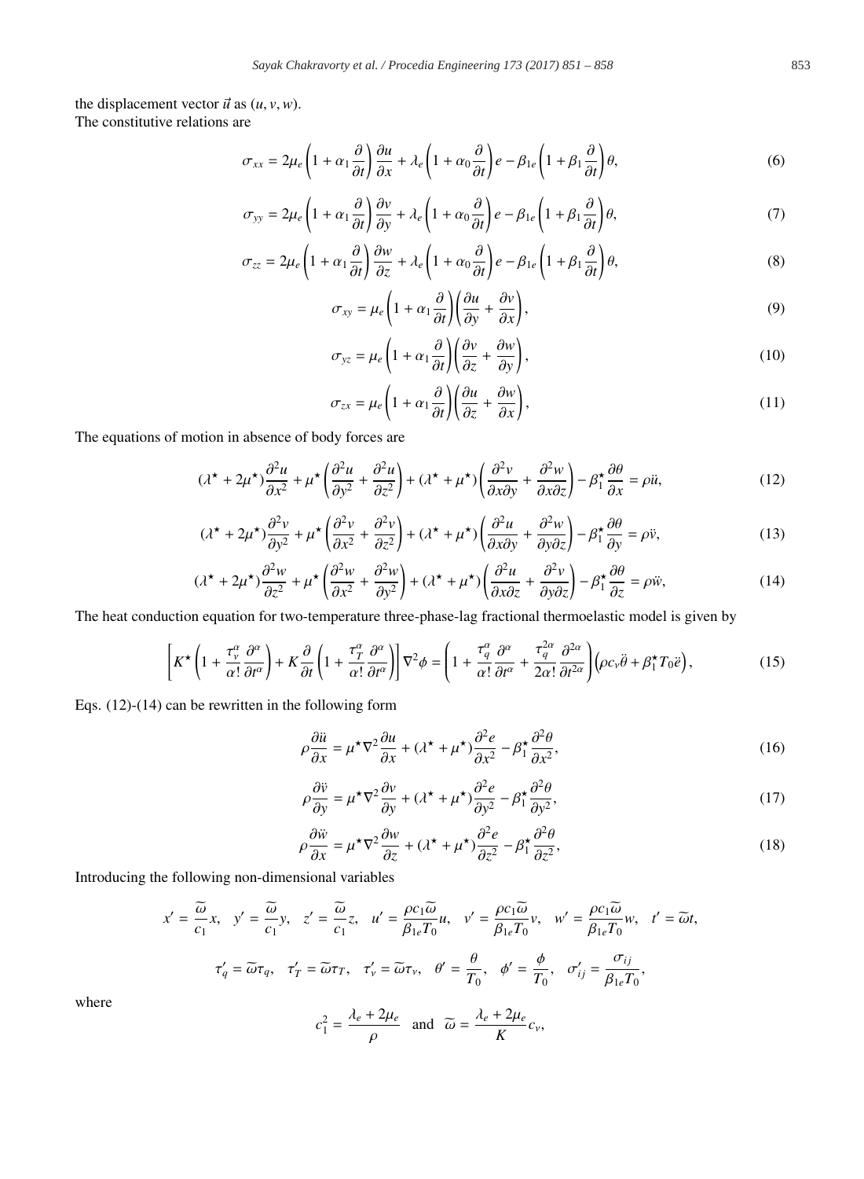the displacement vector $\vec{u}$ as $(u, v, w)$.
The constitutive relations are

$$\sigma_{xx} = 2\mu_e \left(1 + \alpha_1 \frac{\partial}{\partial t}\right) \frac{\partial u}{\partial x} + \lambda_e \left(1 + \alpha_0 \frac{\partial}{\partial t}\right) e - \beta_{1e} \left(1 + \beta_1 \frac{\partial}{\partial t}\right) \theta, \tag{6}$$

$$\sigma_{yy} = 2\mu_e \left(1 + \alpha_1 \frac{\partial}{\partial t}\right) \frac{\partial v}{\partial y} + \lambda_e \left(1 + \alpha_0 \frac{\partial}{\partial t}\right) e - \beta_{1e} \left(1 + \beta_1 \frac{\partial}{\partial t}\right) \theta, \tag{7}$$

$$\sigma_{zz} = 2\mu_e \left(1 + \alpha_1 \frac{\partial}{\partial t}\right) \frac{\partial w}{\partial z} + \lambda_e \left(1 + \alpha_0 \frac{\partial}{\partial t}\right) e - \beta_{1e} \left(1 + \beta_1 \frac{\partial}{\partial t}\right) \theta, \tag{8}$$

$$\sigma_{xy} = \mu_e \left(1 + \alpha_1 \frac{\partial}{\partial t}\right) \left(\frac{\partial u}{\partial y} + \frac{\partial v}{\partial x}\right), \tag{9}$$

$$\sigma_{yz} = \mu_e \left(1 + \alpha_1 \frac{\partial}{\partial t}\right) \left(\frac{\partial v}{\partial z} + \frac{\partial w}{\partial y}\right), \tag{10}$$

$$\sigma_{zx} = \mu_e \left(1 + \alpha_1 \frac{\partial}{\partial t}\right) \left(\frac{\partial u}{\partial z} + \frac{\partial w}{\partial x}\right), \tag{11}$$

The equations of motion in absence of body forces are

$$(\lambda^\star + 2\mu^\star) \frac{\partial^2 u}{\partial x^2} + \mu^\star \left(\frac{\partial^2 u}{\partial y^2} + \frac{\partial^2 u}{\partial z^2}\right) + (\lambda^\star + \mu^\star) \left(\frac{\partial^2 v}{\partial x \partial y} + \frac{\partial^2 w}{\partial x \partial z}\right) - \beta_1^\star \frac{\partial \theta}{\partial x} = \rho \ddot{u}, \tag{12}$$

$$(\lambda^\star + 2\mu^\star) \frac{\partial^2 v}{\partial y^2} + \mu^\star \left(\frac{\partial^2 v}{\partial x^2} + \frac{\partial^2 v}{\partial z^2}\right) + (\lambda^\star + \mu^\star) \left(\frac{\partial^2 u}{\partial x \partial y} + \frac{\partial^2 w}{\partial y \partial z}\right) - \beta_1^\star \frac{\partial \theta}{\partial y} = \rho \ddot{v}, \tag{13}$$

$$(\lambda^\star + 2\mu^\star) \frac{\partial^2 w}{\partial z^2} + \mu^\star \left(\frac{\partial^2 w}{\partial x^2} + \frac{\partial^2 w}{\partial y^2}\right) + (\lambda^\star + \mu^\star) \left(\frac{\partial^2 u}{\partial x \partial z} + \frac{\partial^2 v}{\partial y \partial z}\right) - \beta_1^\star \frac{\partial \theta}{\partial z} = \rho \ddot{w}, \tag{14}$$

The heat conduction equation for two-temperature three-phase-lag fractional thermoelastic model is given by

$$\left[K^\star \left(1 + \frac{\tau_v^\alpha}{\alpha!} \frac{\partial^\alpha}{\partial t^\alpha}\right) + K \frac{\partial}{\partial t} \left(1 + \frac{\tau_T^\alpha}{\alpha!} \frac{\partial^\alpha}{\partial t^\alpha}\right)\right] \nabla^2 \phi = \left(1 + \frac{\tau_q^\alpha}{\alpha!} \frac{\partial^\alpha}{\partial t^\alpha} + \frac{\tau_q^{2\alpha}}{2\alpha!} \frac{\partial^{2\alpha}}{\partial t^{2\alpha}}\right) \left(\rho c_v \ddot{\theta} + \beta_1^\star T_0 \ddot{e}\right), \tag{15}$$

Eqs. (12)-(14) can be rewritten in the following form

$$\rho \frac{\partial \ddot{u}}{\partial x} = \mu^\star \nabla^2 \frac{\partial u}{\partial x} + (\lambda^\star + \mu^\star) \frac{\partial^2 e}{\partial x^2} - \beta_1^\star \frac{\partial^2 \theta}{\partial x^2}, \tag{16}$$

$$\rho \frac{\partial \ddot{v}}{\partial y} = \mu^\star \nabla^2 \frac{\partial v}{\partial y} + (\lambda^\star + \mu^\star) \frac{\partial^2 e}{\partial y^2} - \beta_1^\star \frac{\partial^2 \theta}{\partial y^2}, \tag{17}$$

$$\rho \frac{\partial \ddot{w}}{\partial x} = \mu^\star \nabla^2 \frac{\partial w}{\partial z} + (\lambda^\star + \mu^\star) \frac{\partial^2 e}{\partial z^2} - \beta_1^\star \frac{\partial^2 \theta}{\partial z^2}, \tag{18}$$

Introducing the following non-dimensional variables

$$x' = \frac{\widetilde{\omega}}{c_1} x, \quad y' = \frac{\widetilde{\omega}}{c_1} y, \quad z' = \frac{\widetilde{\omega}}{c_1} z, \quad u' = \frac{\rho c_1 \widetilde{\omega}}{\beta_{1e} T_0} u, \quad v' = \frac{\rho c_1 \widetilde{\omega}}{\beta_{1e} T_0} v, \quad w' = \frac{\rho c_1 \widetilde{\omega}}{\beta_{1e} T_0} w, \quad t' = \widetilde{\omega} t,$$

$$\tau_q' = \widetilde{\omega} \tau_q, \quad \tau_T' = \widetilde{\omega} \tau_T, \quad \tau_v' = \widetilde{\omega} \tau_v, \quad \theta' = \frac{\theta}{T_0}, \quad \phi' = \frac{\phi}{T_0}, \quad \sigma_{ij}' = \frac{\sigma_{ij}}{\beta_{1e} T_0},$$

where

$$c_1^2 = \frac{\lambda_e + 2\mu_e}{\rho} \quad \text{and} \quad \widetilde{\omega} = \frac{\lambda_e + 2\mu_e}{K} c_v,$$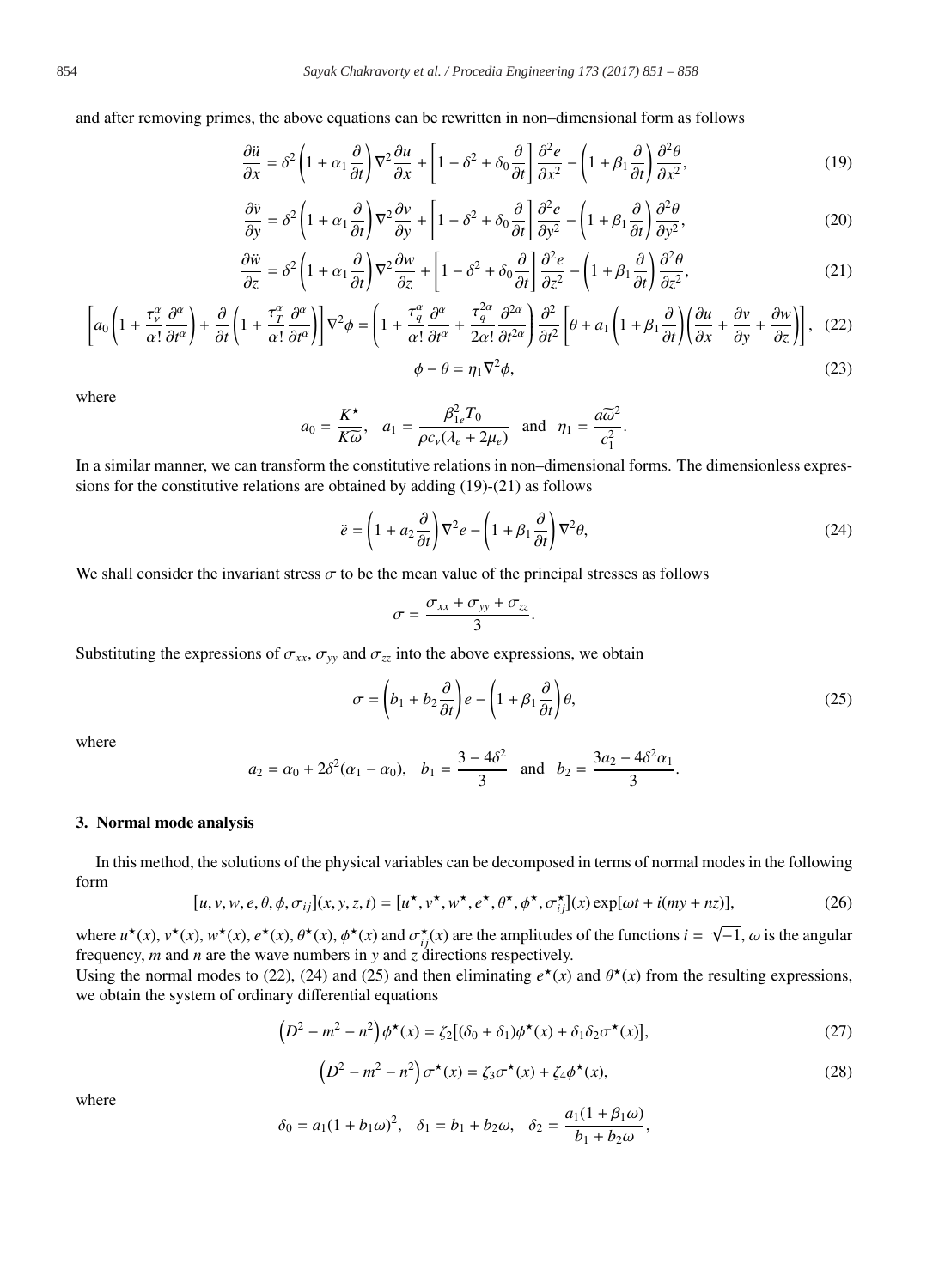and after removing primes, the above equations can be rewritten in non–dimensional form as follows

$$\frac{\partial \ddot{u}}{\partial x} = \delta^2 \left(1 + \alpha_1 \frac{\partial}{\partial t}\right) \nabla^2 \frac{\partial u}{\partial x} + \left[1 - \delta^2 + \delta_0 \frac{\partial}{\partial t}\right] \frac{\partial^2 e}{\partial x^2} - \left(1 + \beta_1 \frac{\partial}{\partial t}\right) \frac{\partial^2 \theta}{\partial x^2}, \tag{19}$$

$$\frac{\partial \ddot{v}}{\partial y} = \delta^2 \left(1 + \alpha_1 \frac{\partial}{\partial t}\right) \nabla^2 \frac{\partial v}{\partial y} + \left[1 - \delta^2 + \delta_0 \frac{\partial}{\partial t}\right] \frac{\partial^2 e}{\partial y^2} - \left(1 + \beta_1 \frac{\partial}{\partial t}\right) \frac{\partial^2 \theta}{\partial y^2}, \tag{20}$$

$$\frac{\partial \ddot{w}}{\partial z} = \delta^2 \left(1 + \alpha_1 \frac{\partial}{\partial t}\right) \nabla^2 \frac{\partial w}{\partial z} + \left[1 - \delta^2 + \delta_0 \frac{\partial}{\partial t}\right] \frac{\partial^2 e}{\partial z^2} - \left(1 + \beta_1 \frac{\partial}{\partial t}\right) \frac{\partial^2 \theta}{\partial z^2}, \tag{21}$$

$$\left[a_0 \left(1 + \frac{\tau_\nu^\alpha}{\alpha!} \frac{\partial^\alpha}{\partial t^\alpha}\right) + \frac{\partial}{\partial t} \left(1 + \frac{\tau_T^\alpha}{\alpha!} \frac{\partial^\alpha}{\partial t^\alpha}\right)\right] \nabla^2 \phi = \left(1 + \frac{\tau_q^\alpha}{\alpha!} \frac{\partial^\alpha}{\partial t^\alpha} + \frac{\tau_q^{2\alpha}}{2\alpha!} \frac{\partial^{2\alpha}}{\partial t^{2\alpha}}\right) \frac{\partial^2}{\partial t^2} \left[\theta + a_1 \left(1 + \beta_1 \frac{\partial}{\partial t}\right) \left(\frac{\partial u}{\partial x} + \frac{\partial v}{\partial y} + \frac{\partial w}{\partial z}\right)\right], \tag{22}$$

$$\phi - \theta = \eta_1 \nabla^2 \phi, \tag{23}$$

where

$$a_0 = \frac{K^\star}{K\widetilde{\omega}}, \quad a_1 = \frac{\beta_{1e}^2 T_0}{\rho c_v (\lambda_e + 2\mu_e)} \quad \text{and} \quad \eta_1 = \frac{a\widetilde{\omega}^2}{c_1^2}.$$

In a similar manner, we can transform the constitutive relations in non–dimensional forms. The dimensionless expressions for the constitutive relations are obtained by adding (19)-(21) as follows

$$\ddot{e} = \left(1 + a_2 \frac{\partial}{\partial t}\right) \nabla^2 e - \left(1 + \beta_1 \frac{\partial}{\partial t}\right) \nabla^2 \theta, \tag{24}$$

We shall consider the invariant stress $\sigma$ to be the mean value of the principal stresses as follows

$$\sigma = \frac{\sigma_{xx} + \sigma_{yy} + \sigma_{zz}}{3}.$$

Substituting the expressions of $\sigma_{xx}$, $\sigma_{yy}$ and $\sigma_{zz}$ into the above expressions, we obtain

$$\sigma = \left(b_1 + b_2 \frac{\partial}{\partial t}\right) e - \left(1 + \beta_1 \frac{\partial}{\partial t}\right) \theta, \tag{25}$$

where

$$a_2 = \alpha_0 + 2\delta^2(\alpha_1 - \alpha_0), \quad b_1 = \frac{3 - 4\delta^2}{3} \quad \text{and} \quad b_2 = \frac{3a_2 - 4\delta^2 \alpha_1}{3}.$$

## 3. Normal mode analysis

In this method, the solutions of the physical variables can be decomposed in terms of normal modes in the following form

$$[u, v, w, e, \theta, \phi, \sigma_{ij}](x, y, z, t) = [u^\star, v^\star, w^\star, e^\star, \theta^\star, \phi^\star, \sigma_{ij}^\star](x) \exp[\omega t + i(my + nz)], \tag{26}$$

where $u^\star(x)$, $v^\star(x)$, $w^\star(x)$, $e^\star(x)$, $\theta^\star(x)$, $\phi^\star(x)$ and $\sigma_{ij}^\star(x)$ are the amplitudes of the functions $i = \sqrt{-1}$, $\omega$ is the angular frequency, $m$ and $n$ are the wave numbers in $y$ and $z$ directions respectively.
Using the normal modes to (22), (24) and (25) and then eliminating $e^\star(x)$ and $\theta^\star(x)$ from the resulting expressions, we obtain the system of ordinary differential equations

$$\left(D^2 - m^2 - n^2\right) \phi^\star(x) = \zeta_2 [(\delta_0 + \delta_1) \phi^\star(x) + \delta_1 \delta_2 \sigma^\star(x)], \tag{27}$$

$$\left(D^2 - m^2 - n^2\right) \sigma^\star(x) = \zeta_3 \sigma^\star(x) + \zeta_4 \phi^\star(x), \tag{28}$$

where

$$\delta_0 = a_1(1 + b_1\omega)^2, \quad \delta_1 = b_1 + b_2\omega, \quad \delta_2 = \frac{a_1(1 + \beta_1\omega)}{b_1 + b_2\omega},$$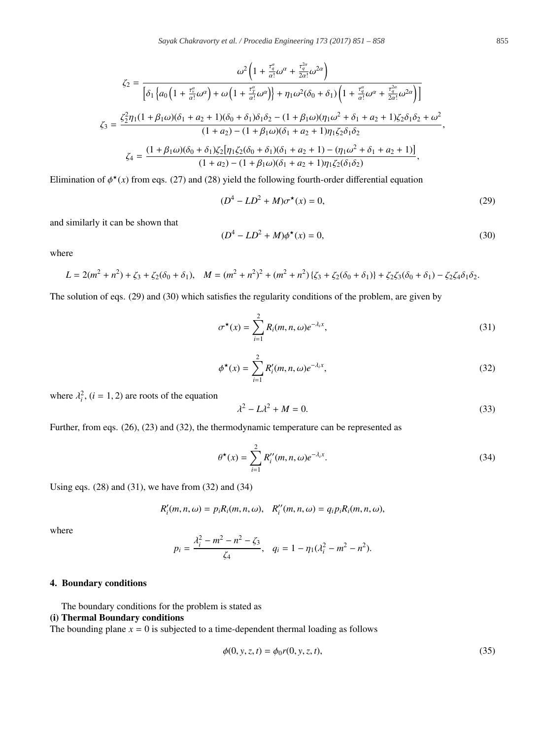$$\zeta_2 = \frac{\omega^2\left(1+\frac{\tau_q^\alpha}{\alpha!}\omega^\alpha+\frac{\tau_q^{2\alpha}}{2\alpha!}\omega^{2\alpha}\right)}{\left[\delta_1\left\{a_0\left(1+\frac{\tau_v^\alpha}{\alpha!}\omega^\alpha\right)+\omega\left(1+\frac{\tau_T^\alpha}{\alpha!}\omega^\alpha\right)\right\}+\eta_1\omega^2(\delta_0+\delta_1)\left(1+\frac{\tau_q^\alpha}{\alpha!}\omega^\alpha+\frac{\tau_q^{2\alpha}}{2\alpha!}\omega^{2\alpha}\right)\right]}$$

$$\zeta_3 = \frac{\zeta_2^2\eta_1(1+\beta_1\omega)(\delta_1+a_2+1)(\delta_0+\delta_1)\delta_1\delta_2-(1+\beta_1\omega)(\eta_1\omega^2+\delta_1+a_2+1)\zeta_2\delta_1\delta_2+\omega^2}{(1+a_2)-(1+\beta_1\omega)(\delta_1+a_2+1)\eta_1\zeta_2\delta_1\delta_2},$$

$$\zeta_4 = \frac{(1+\beta_1\omega)(\delta_0+\delta_1)\zeta_2\left[\eta_1\zeta_2(\delta_0+\delta_1)(\delta_1+a_2+1)-(\eta_1\omega^2+\delta_1+a_2+1)\right]}{(1+a_2)-(1+\beta_1\omega)(\delta_1+a_2+1)\eta_1\zeta_2(\delta_1\delta_2)},$$

Elimination of $\phi^\star(x)$ from eqs. (27) and (28) yield the following fourth-order differential equation

$$(D^4 - LD^2 + M)\sigma^\star(x) = 0, \tag{29}$$

and similarly it can be shown that

$$(D^4 - LD^2 + M)\phi^\star(x) = 0, \tag{30}$$

where

$$L = 2(m^2+n^2)+\zeta_3+\zeta_2(\delta_0+\delta_1), \quad M = (m^2+n^2)^2+(m^2+n^2)\{\zeta_3+\zeta_2(\delta_0+\delta_1)\}+\zeta_2\zeta_3(\delta_0+\delta_1)-\zeta_2\zeta_4\delta_1\delta_2.$$

The solution of eqs. (29) and (30) which satisfies the regularity conditions of the problem, are given by

$$\sigma^\star(x) = \sum_{i=1}^{2} R_i(m,n,\omega)e^{-\lambda_i x}, \tag{31}$$

$$\phi^\star(x) = \sum_{i=1}^{2} R_i'(m,n,\omega)e^{-\lambda_i x}, \tag{32}$$

where $\lambda_i^2$, $(i = 1, 2)$ are roots of the equation

$$\lambda^2 - L\lambda^2 + M = 0. \tag{33}$$

Further, from eqs. (26), (23) and (32), the thermodynamic temperature can be represented as

$$\theta^\star(x) = \sum_{i=1}^{2} R_i''(m,n,\omega)e^{-\lambda_i x}. \tag{34}$$

Using eqs. (28) and (31), we have from (32) and (34)

$$R_i'(m,n,\omega) = p_i R_i(m,n,\omega), \quad R_i''(m,n,\omega) = q_i p_i R_i(m,n,\omega),$$

where

$$p_i = \frac{\lambda_i^2 - m^2 - n^2 - \zeta_3}{\zeta_4}, \quad q_i = 1 - \eta_1(\lambda_i^2 - m^2 - n^2).$$

## 4. Boundary conditions

The boundary conditions for the problem is stated as

**(i) Thermal Boundary conditions**

The bounding plane $x = 0$ is subjected to a time-dependent thermal loading as follows

$$\phi(0,y,z,t) = \phi_0 r(0,y,z,t), \tag{35}$$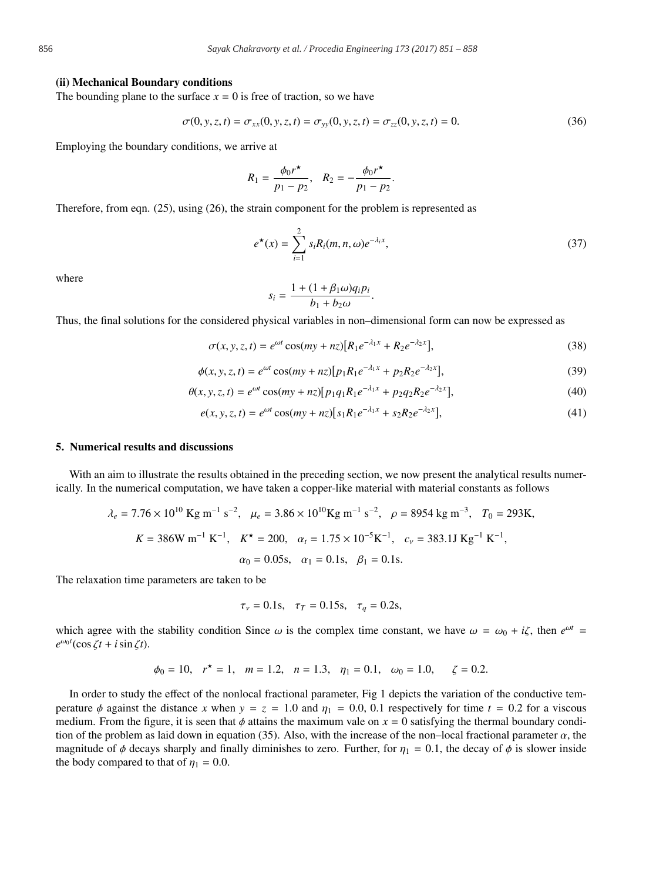**(ii) Mechanical Boundary conditions**

The bounding plane to the surface $x = 0$ is free of traction, so we have

$$\sigma(0, y, z, t) = \sigma_{xx}(0, y, z, t) = \sigma_{yy}(0, y, z, t) = \sigma_{zz}(0, y, z, t) = 0. \tag{36}$$

Employing the boundary conditions, we arrive at

$$R_1 = \frac{\phi_0 r^\star}{p_1 - p_2}, \quad R_2 = -\frac{\phi_0 r^\star}{p_1 - p_2}.$$

Therefore, from eqn. (25), using (26), the strain component for the problem is represented as

$$e^\star(x) = \sum_{i=1}^{2} s_i R_i(m, n, \omega) e^{-\lambda_i x}, \tag{37}$$

where

$$s_i = \frac{1 + (1 + \beta_1 \omega) q_i p_i}{b_1 + b_2 \omega}.$$

Thus, the final solutions for the considered physical variables in non–dimensional form can now be expressed as

$$\sigma(x, y, z, t) = e^{\omega t} \cos(my + nz)[R_1 e^{-\lambda_1 x} + R_2 e^{-\lambda_2 x}], \tag{38}$$

$$\phi(x, y, z, t) = e^{\omega t} \cos(my + nz)[p_1 R_1 e^{-\lambda_1 x} + p_2 R_2 e^{-\lambda_2 x}], \tag{39}$$

$$\theta(x, y, z, t) = e^{\omega t} \cos(my + nz)[p_1 q_1 R_1 e^{-\lambda_1 x} + p_2 q_2 R_2 e^{-\lambda_2 x}], \tag{40}$$

$$e(x, y, z, t) = e^{\omega t} \cos(my + nz)[s_1 R_1 e^{-\lambda_1 x} + s_2 R_2 e^{-\lambda_2 x}], \tag{41}$$

## 5. Numerical results and discussions

With an aim to illustrate the results obtained in the preceding section, we now present the analytical results numerically. In the numerical computation, we have taken a copper-like material with material constants as follows

$$\lambda_e = 7.76 \times 10^{10} \text{ Kg m}^{-1} \text{ s}^{-2}, \quad \mu_e = 3.86 \times 10^{10} \text{Kg m}^{-1} \text{ s}^{-2}, \quad \rho = 8954 \text{ kg m}^{-3}, \quad T_0 = 293\text{K},$$

$$K = 386\text{W m}^{-1} \text{ K}^{-1}, \quad K^\star = 200, \quad \alpha_t = 1.75 \times 10^{-5}\text{K}^{-1}, \quad c_v = 383.1\text{J Kg}^{-1} \text{ K}^{-1},$$

$$\alpha_0 = 0.05\text{s}, \quad \alpha_1 = 0.1\text{s}, \quad \beta_1 = 0.1\text{s}.$$

The relaxation time parameters are taken to be

$$\tau_\nu = 0.1\text{s}, \quad \tau_T = 0.15\text{s}, \quad \tau_q = 0.2\text{s},$$

which agree with the stability condition Since $\omega$ is the complex time constant, we have $\omega = \omega_0 + i\zeta$, then $e^{\omega t} = e^{\omega_0 t}(\cos \zeta t + i \sin \zeta t)$.

$$\phi_0 = 10, \quad r^\star = 1, \quad m = 1.2, \quad n = 1.3, \quad \eta_1 = 0.1, \quad \omega_0 = 1.0, \qquad \zeta = 0.2.$$

In order to study the effect of the nonlocal fractional parameter, Fig 1 depicts the variation of the conductive temperature $\phi$ against the distance $x$ when $y = z = 1.0$ and $\eta_1 = 0.0$, $0.1$ respectively for time $t = 0.2$ for a viscous medium. From the figure, it is seen that $\phi$ attains the maximum vale on $x = 0$ satisfying the thermal boundary condition of the problem as laid down in equation (35). Also, with the increase of the non–local fractional parameter $\alpha$, the magnitude of $\phi$ decays sharply and finally diminishes to zero. Further, for $\eta_1 = 0.1$, the decay of $\phi$ is slower inside the body compared to that of $\eta_1 = 0.0$.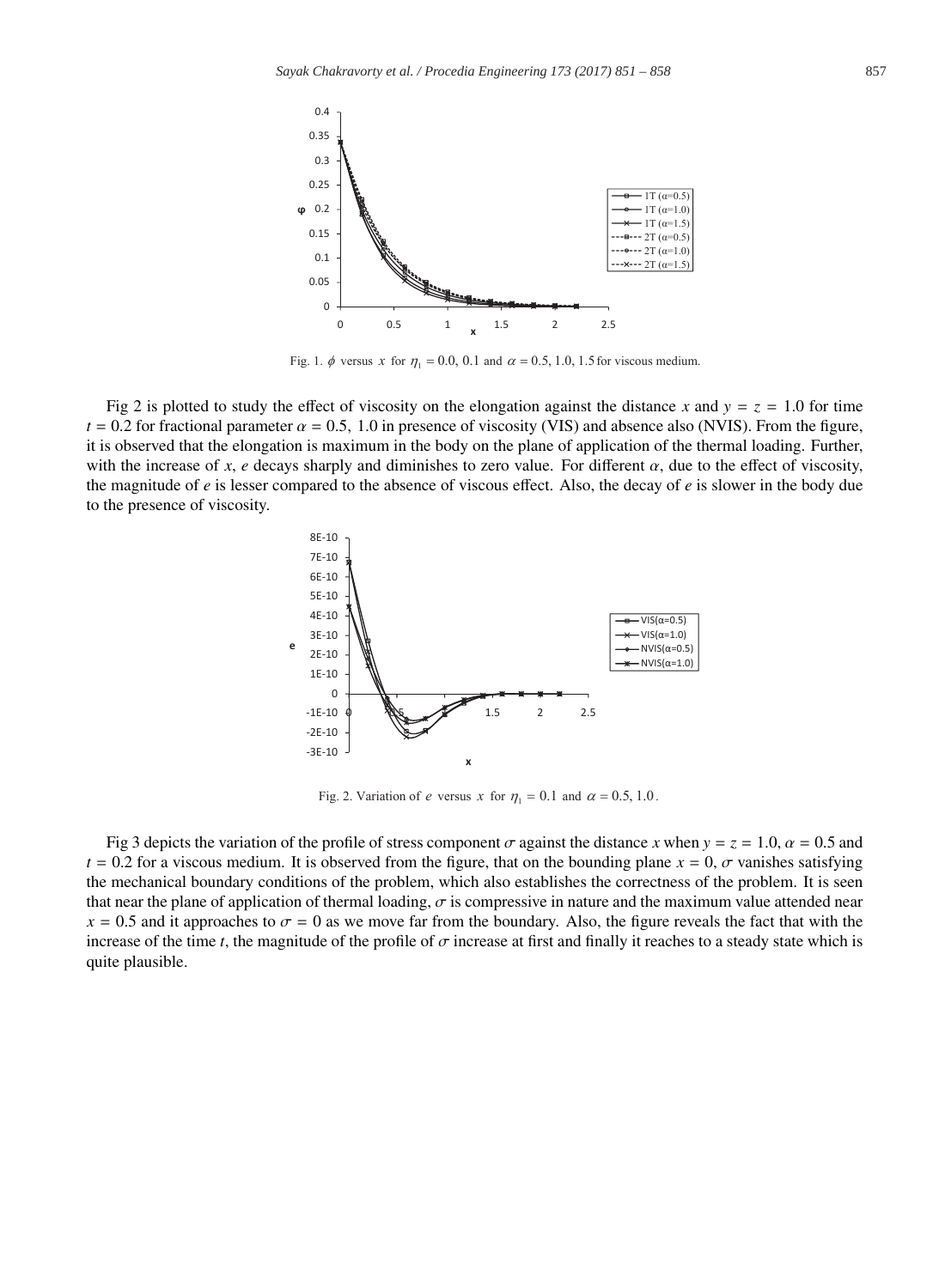Fig. 1. $\phi$ versus $x$ for $\eta_1 = 0.0, 0.1$ and $\alpha = 0.5, 1.0, 1.5$ for viscous medium.

Fig 2 is plotted to study the effect of viscosity on the elongation against the distance $x$ and $y = z = 1.0$ for time $t = 0.2$ for fractional parameter $\alpha = 0.5, 1.0$ in presence of viscosity (VIS) and absence also (NVIS). From the figure, it is observed that the elongation is maximum in the body on the plane of application of the thermal loading. Further, with the increase of $x$, $e$ decays sharply and diminishes to zero value. For different $\alpha$, due to the effect of viscosity, the magnitude of $e$ is lesser compared to the absence of viscous effect. Also, the decay of $e$ is slower in the body due to the presence of viscosity.

Fig. 2. Variation of $e$ versus $x$ for $\eta_1 = 0.1$ and $\alpha = 0.5, 1.0$.

Fig 3 depicts the variation of the profile of stress component $\sigma$ against the distance $x$ when $y = z = 1.0$, $\alpha = 0.5$ and $t = 0.2$ for a viscous medium. It is observed from the figure, that on the bounding plane $x = 0$, $\sigma$ vanishes satisfying the mechanical boundary conditions of the problem, which also establishes the correctness of the problem. It is seen that near the plane of application of thermal loading, $\sigma$ is compressive in nature and the maximum value attended near $x = 0.5$ and it approaches to $\sigma = 0$ as we move far from the boundary. Also, the figure reveals the fact that with the increase of the time $t$, the magnitude of the profile of $\sigma$ increase at first and finally it reaches to a steady state which is quite plausible.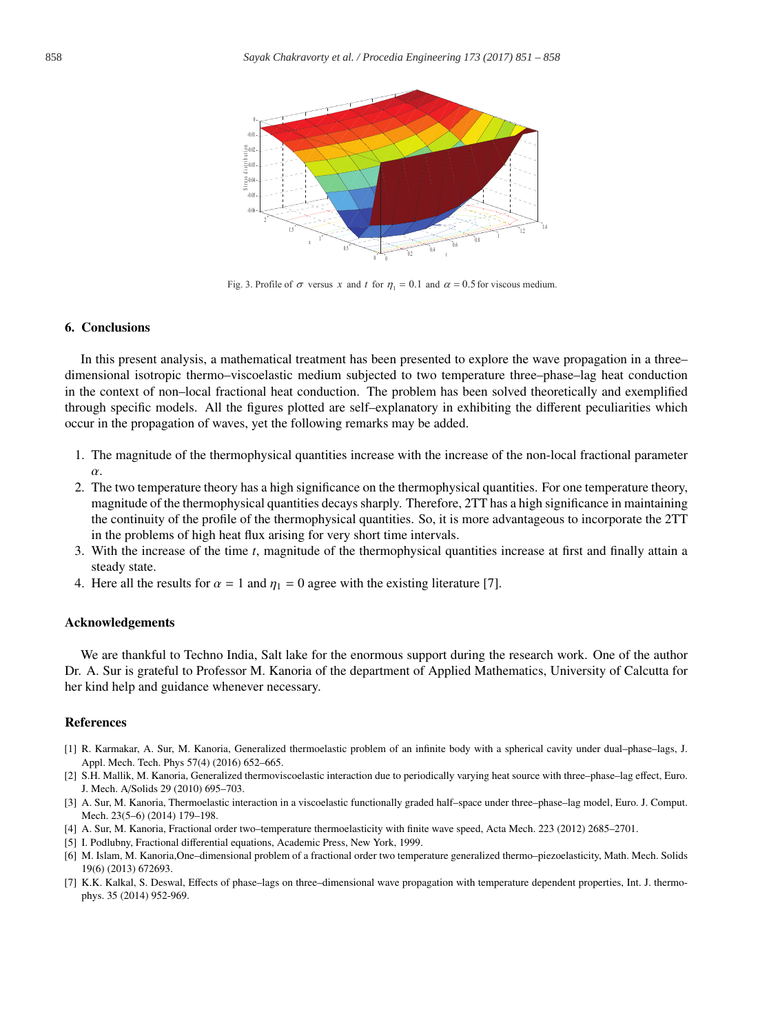0
-0.01
-0.02
-0.03
-0.04
-0.05
-0.06
Stress distribution
2
1.5
1
0.5
0
x
0
0.2
0.4
0.6
0.8
1
1.2
1.4
t

Fig. 3. Profile of $\sigma$ versus $x$ and $t$ for $\eta_1 = 0.1$ and $\alpha = 0.5$ for viscous medium.

## 6. Conclusions

In this present analysis, a mathematical treatment has been presented to explore the wave propagation in a three–dimensional isotropic thermo–viscoelastic medium subjected to two temperature three–phase–lag heat conduction in the context of non–local fractional heat conduction. The problem has been solved theoretically and exemplified through specific models. All the figures plotted are self–explanatory in exhibiting the different peculiarities which occur in the propagation of waves, yet the following remarks may be added.

1. The magnitude of the thermophysical quantities increase with the increase of the non-local fractional parameter $\alpha$.
2. The two temperature theory has a high significance on the thermophysical quantities. For one temperature theory, magnitude of the thermophysical quantities decays sharply. Therefore, 2TT has a high significance in maintaining the continuity of the profile of the thermophysical quantities. So, it is more advantageous to incorporate the 2TT in the problems of high heat flux arising for very short time intervals.
3. With the increase of the time $t$, magnitude of the thermophysical quantities increase at first and finally attain a steady state.
4. Here all the results for $\alpha = 1$ and $\eta_1 = 0$ agree with the existing literature [7].

## Acknowledgements

We are thankful to Techno India, Salt lake for the enormous support during the research work. One of the author Dr. A. Sur is grateful to Professor M. Kanoria of the department of Applied Mathematics, University of Calcutta for her kind help and guidance whenever necessary.

## References

[1] R. Karmakar, A. Sur, M. Kanoria, Generalized thermoelastic problem of an infinite body with a spherical cavity under dual–phase–lags, J. Appl. Mech. Tech. Phys 57(4) (2016) 652–665.

[2] S.H. Mallik, M. Kanoria, Generalized thermoviscoelastic interaction due to periodically varying heat source with three–phase–lag effect, Euro. J. Mech. A/Solids 29 (2010) 695–703.

[3] A. Sur, M. Kanoria, Thermoelastic interaction in a viscoelastic functionally graded half–space under three–phase–lag model, Euro. J. Comput. Mech. 23(5–6) (2014) 179–198.

[4] A. Sur, M. Kanoria, Fractional order two–temperature thermoelasticity with finite wave speed, Acta Mech. 223 (2012) 2685–2701.

[5] I. Podlubny, Fractional differential equations, Academic Press, New York, 1999.

[6] M. Islam, M. Kanoria,One–dimensional problem of a fractional order two temperature generalized thermo–piezoelasticity, Math. Mech. Solids 19(6) (2013) 672693.

[7] K.K. Kalkal, S. Deswal, Effects of phase–lags on three–dimensional wave propagation with temperature dependent properties, Int. J. thermophys. 35 (2014) 952-969.